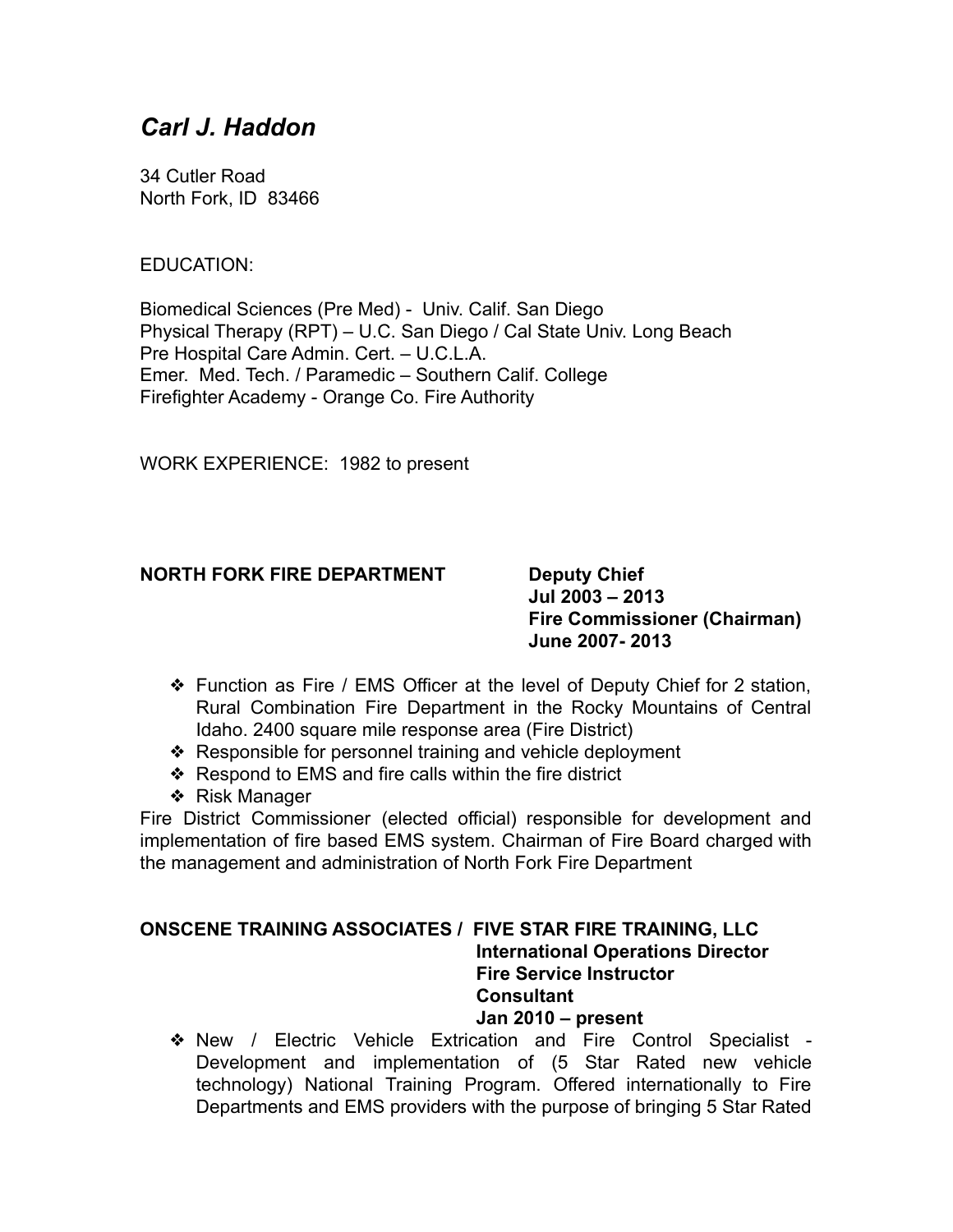# *Carl J. Haddon*

34 Cutler Road
North Fork, ID 83466

EDUCATION:

Biomedical Sciences (Pre Med) - Univ. Calif. San Diego
Physical Therapy (RPT) – U.C. San Diego / Cal State Univ. Long Beach
Pre Hospital Care Admin. Cert. – U.C.L.A.
Emer. Med. Tech. / Paramedic – Southern Calif. College
Firefighter Academy - Orange Co. Fire Authority

WORK EXPERIENCE: 1982 to present

**NORTH FORK FIRE DEPARTMENT**
**Deputy Chief**
**Jul 2003 – 2013**
**Fire Commissioner (Chairman)**
**June 2007- 2013**

- Function as Fire / EMS Officer at the level of Deputy Chief for 2 station, Rural Combination Fire Department in the Rocky Mountains of Central Idaho. 2400 square mile response area (Fire District)
- Responsible for personnel training and vehicle deployment
- Respond to EMS and fire calls within the fire district
- Risk Manager

Fire District Commissioner (elected official) responsible for development and implementation of fire based EMS system. Chairman of Fire Board charged with the management and administration of North Fork Fire Department

**ONSCENE TRAINING ASSOCIATES / FIVE STAR FIRE TRAINING, LLC**
**International Operations Director**
**Fire Service Instructor**
**Consultant**
**Jan 2010 – present**

- New / Electric Vehicle Extrication and Fire Control Specialist - Development and implementation of (5 Star Rated new vehicle technology) National Training Program. Offered internationally to Fire Departments and EMS providers with the purpose of bringing 5 Star Rated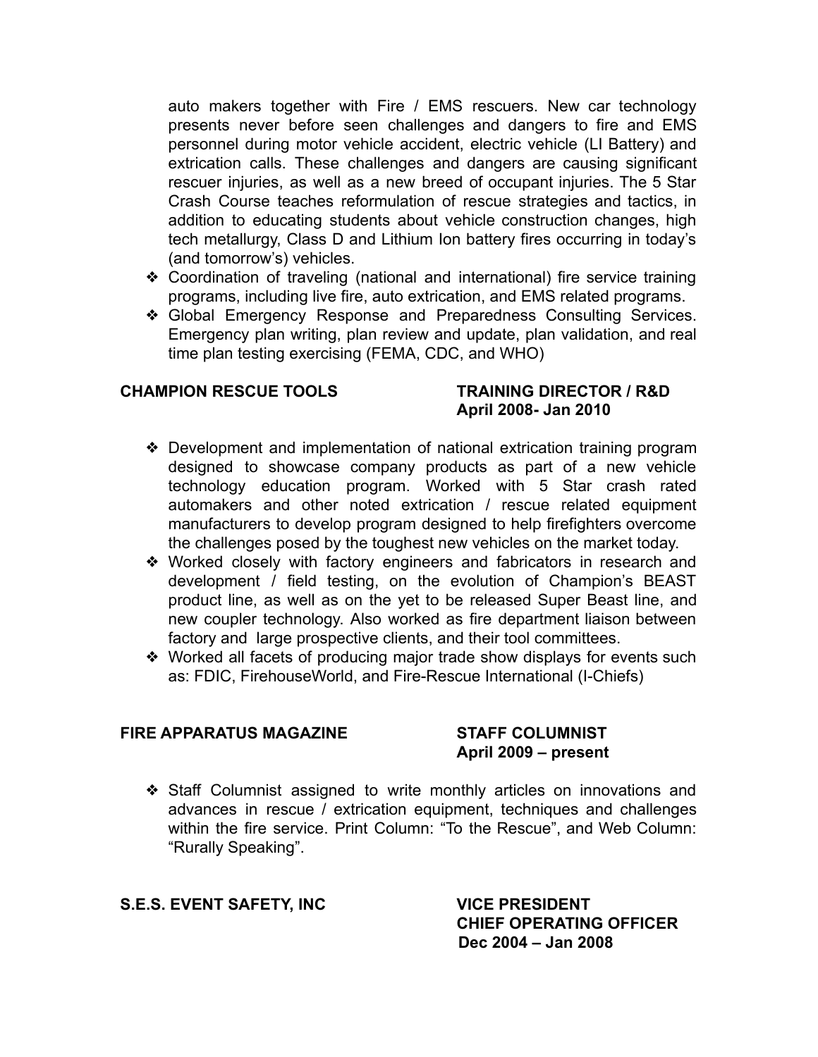auto makers together with Fire / EMS rescuers. New car technology presents never before seen challenges and dangers to fire and EMS personnel during motor vehicle accident, electric vehicle (LI Battery) and extrication calls. These challenges and dangers are causing significant rescuer injuries, as well as a new breed of occupant injuries. The 5 Star Crash Course teaches reformulation of rescue strategies and tactics, in addition to educating students about vehicle construction changes, high tech metallurgy, Class D and Lithium Ion battery fires occurring in today's (and tomorrow's) vehicles.

- Coordination of traveling (national and international) fire service training programs, including live fire, auto extrication, and EMS related programs.
- Global Emergency Response and Preparedness Consulting Services. Emergency plan writing, plan review and update, plan validation, and real time plan testing exercising (FEMA, CDC, and WHO)

**CHAMPION RESCUE TOOLS** — **TRAINING DIRECTOR / R&D**
**April 2008- Jan 2010**

- Development and implementation of national extrication training program designed to showcase company products as part of a new vehicle technology education program. Worked with 5 Star crash rated automakers and other noted extrication / rescue related equipment manufacturers to develop program designed to help firefighters overcome the challenges posed by the toughest new vehicles on the market today.
- Worked closely with factory engineers and fabricators in research and development / field testing, on the evolution of Champion's BEAST product line, as well as on the yet to be released Super Beast line, and new coupler technology. Also worked as fire department liaison between factory and large prospective clients, and their tool committees.
- Worked all facets of producing major trade show displays for events such as: FDIC, FirehouseWorld, and Fire-Rescue International (I-Chiefs)

**FIRE APPARATUS MAGAZINE** — **STAFF COLUMNIST**
**April 2009 – present**

- Staff Columnist assigned to write monthly articles on innovations and advances in rescue / extrication equipment, techniques and challenges within the fire service. Print Column: "To the Rescue", and Web Column: "Rurally Speaking".

**S.E.S. EVENT SAFETY, INC** — **VICE PRESIDENT**
**CHIEF OPERATING OFFICER**
**Dec 2004 – Jan 2008**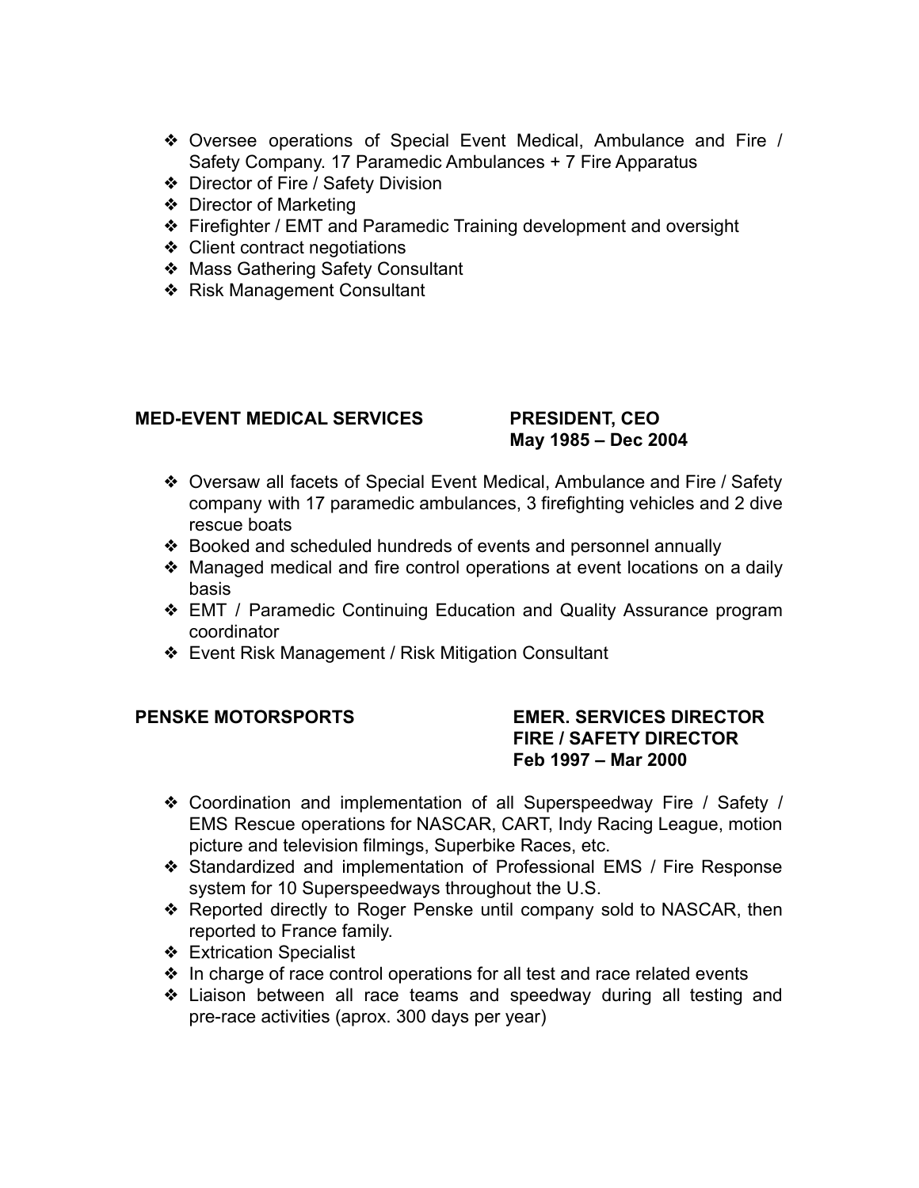- Oversee operations of Special Event Medical, Ambulance and Fire / Safety Company. 17 Paramedic Ambulances + 7 Fire Apparatus
- Director of Fire / Safety Division
- Director of Marketing
- Firefighter / EMT and Paramedic Training development and oversight
- Client contract negotiations
- Mass Gathering Safety Consultant
- Risk Management Consultant

**MED-EVENT MEDICAL SERVICES** **PRESIDENT, CEO**
**May 1985 – Dec 2004**

- Oversaw all facets of Special Event Medical, Ambulance and Fire / Safety company with 17 paramedic ambulances, 3 firefighting vehicles and 2 dive rescue boats
- Booked and scheduled hundreds of events and personnel annually
- Managed medical and fire control operations at event locations on a daily basis
- EMT / Paramedic Continuing Education and Quality Assurance program coordinator
- Event Risk Management / Risk Mitigation Consultant

**PENSKE MOTORSPORTS** **EMER. SERVICES DIRECTOR**
**FIRE / SAFETY DIRECTOR**
**Feb 1997 – Mar 2000**

- Coordination and implementation of all Superspeedway Fire / Safety / EMS Rescue operations for NASCAR, CART, Indy Racing League, motion picture and television filmings, Superbike Races, etc.
- Standardized and implementation of Professional EMS / Fire Response system for 10 Superspeedways throughout the U.S.
- Reported directly to Roger Penske until company sold to NASCAR, then reported to France family.
- Extrication Specialist
- In charge of race control operations for all test and race related events
- Liaison between all race teams and speedway during all testing and pre-race activities (aprox. 300 days per year)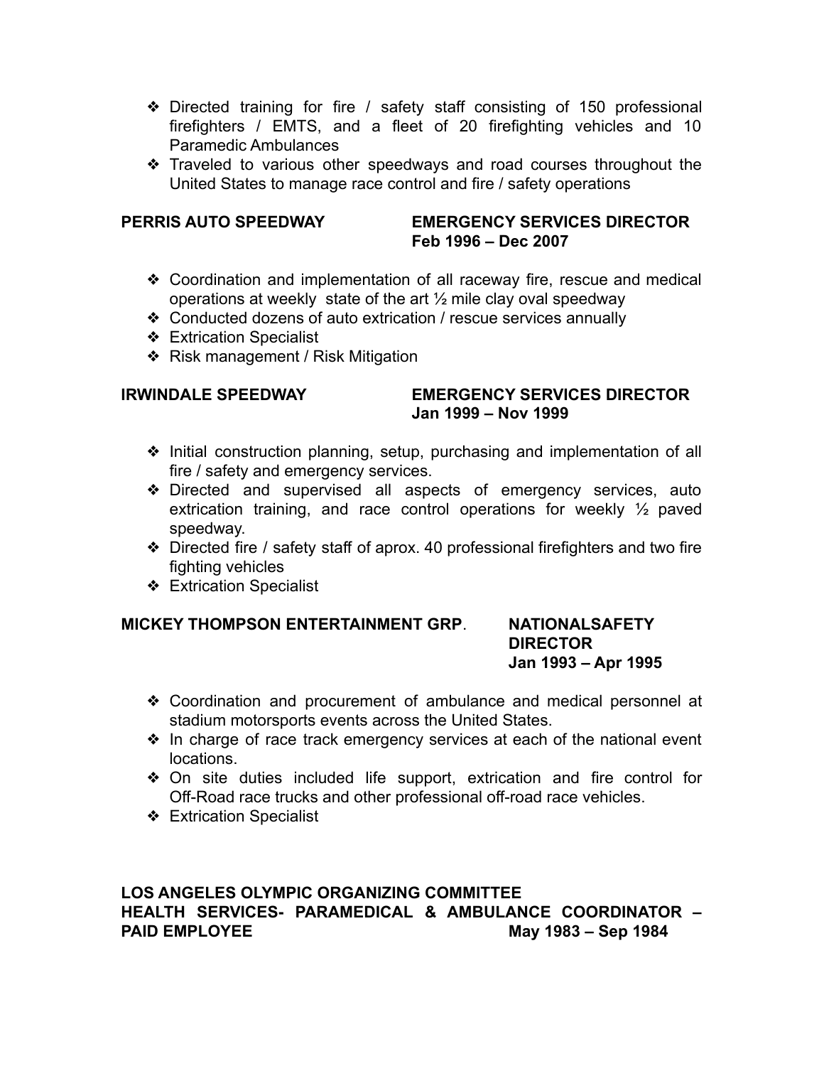- Directed training for fire / safety staff consisting of 150 professional firefighters / EMTS, and a fleet of 20 firefighting vehicles and 10 Paramedic Ambulances
- Traveled to various other speedways and road courses throughout the United States to manage race control and fire / safety operations

**PERRIS AUTO SPEEDWAY** **EMERGENCY SERVICES DIRECTOR**
**Feb 1996 – Dec 2007**

- Coordination and implementation of all raceway fire, rescue and medical operations at weekly state of the art ½ mile clay oval speedway
- Conducted dozens of auto extrication / rescue services annually
- Extrication Specialist
- Risk management / Risk Mitigation

**IRWINDALE SPEEDWAY** **EMERGENCY SERVICES DIRECTOR**
**Jan 1999 – Nov 1999**

- Initial construction planning, setup, purchasing and implementation of all fire / safety and emergency services.
- Directed and supervised all aspects of emergency services, auto extrication training, and race control operations for weekly ½ paved speedway.
- Directed fire / safety staff of aprox. 40 professional firefighters and two fire fighting vehicles
- Extrication Specialist

**MICKEY THOMPSON ENTERTAINMENT GRP**. **NATIONALSAFETY DIRECTOR**
**Jan 1993 – Apr 1995**

- Coordination and procurement of ambulance and medical personnel at stadium motorsports events across the United States.
- In charge of race track emergency services at each of the national event locations.
- On site duties included life support, extrication and fire control for Off-Road race trucks and other professional off-road race vehicles.
- Extrication Specialist

**LOS ANGELES OLYMPIC ORGANIZING COMMITTEE**
**HEALTH SERVICES- PARAMEDICAL & AMBULANCE COORDINATOR – PAID EMPLOYEE** **May 1983 – Sep 1984**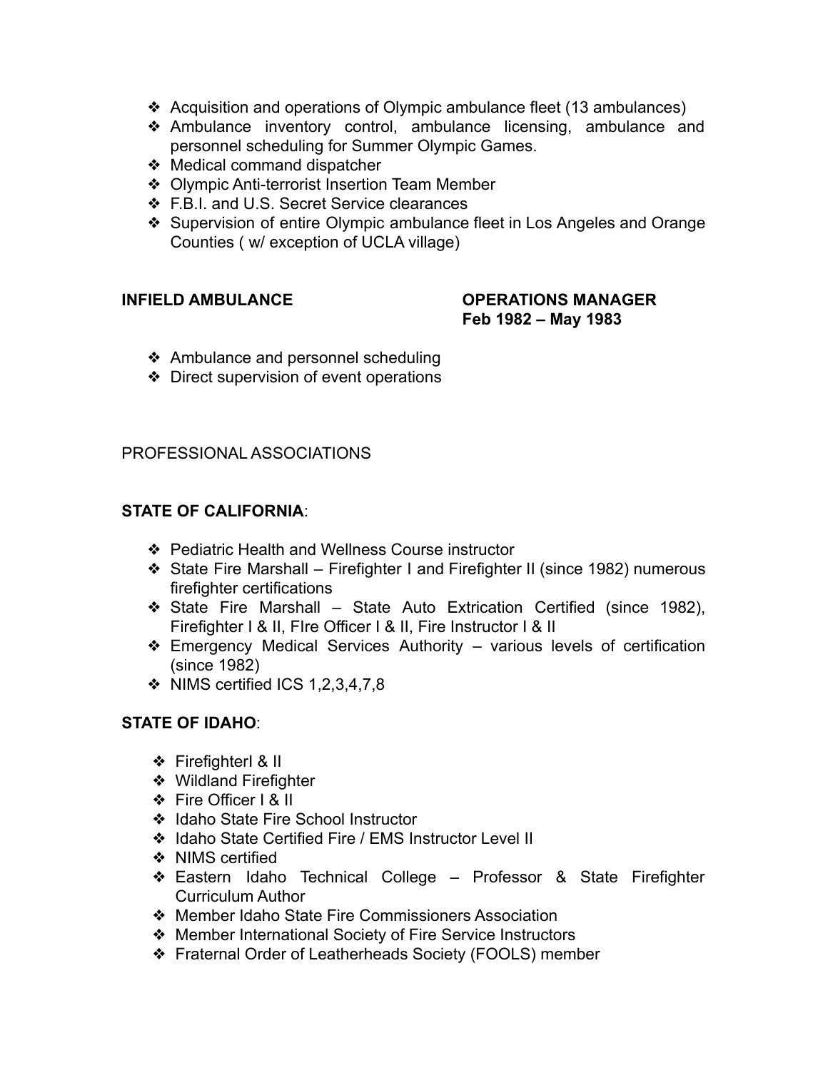- Acquisition and operations of Olympic ambulance fleet (13 ambulances)
- Ambulance inventory control, ambulance licensing, ambulance and personnel scheduling for Summer Olympic Games.
- Medical command dispatcher
- Olympic Anti-terrorist Insertion Team Member
- F.B.I. and U.S. Secret Service clearances
- Supervision of entire Olympic ambulance fleet in Los Angeles and Orange Counties ( w/ exception of UCLA village)

**INFIELD AMBULANCE** **OPERATIONS MANAGER**
**Feb 1982 – May 1983**

- Ambulance and personnel scheduling
- Direct supervision of event operations

PROFESSIONAL ASSOCIATIONS

**STATE OF CALIFORNIA**:

- Pediatric Health and Wellness Course instructor
- State Fire Marshall – Firefighter I and Firefighter II (since 1982) numerous firefighter certifications
- State Fire Marshall – State Auto Extrication Certified (since 1982), Firefighter I & II, FIre Officer I & II, Fire Instructor I & II
- Emergency Medical Services Authority – various levels of certification (since 1982)
- NIMS certified ICS 1,2,3,4,7,8

**STATE OF IDAHO**:

- FirefighterI & II
- Wildland Firefighter
- Fire Officer I & II
- Idaho State Fire School Instructor
- Idaho State Certified Fire / EMS Instructor Level II
- NIMS certified
- Eastern Idaho Technical College – Professor & State Firefighter Curriculum Author
- Member Idaho State Fire Commissioners Association
- Member International Society of Fire Service Instructors
- Fraternal Order of Leatherheads Society (FOOLS) member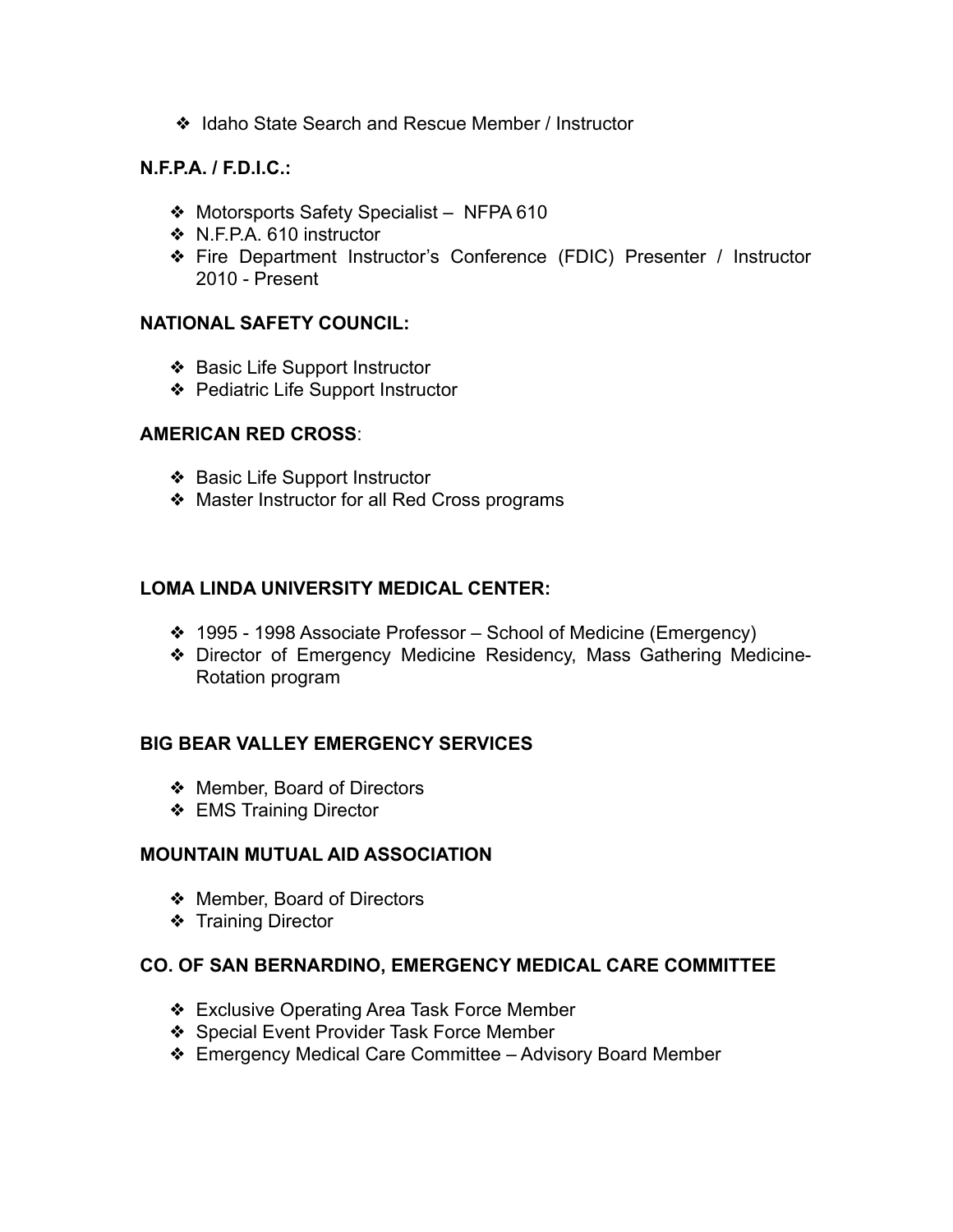- Idaho State Search and Rescue Member / Instructor

**N.F.P.A. / F.D.I.C.:**

- Motorsports Safety Specialist – NFPA 610
- N.F.P.A. 610 instructor
- Fire Department Instructor's Conference (FDIC) Presenter / Instructor 2010 - Present

**NATIONAL SAFETY COUNCIL:**

- Basic Life Support Instructor
- Pediatric Life Support Instructor

**AMERICAN RED CROSS**:

- Basic Life Support Instructor
- Master Instructor for all Red Cross programs

**LOMA LINDA UNIVERSITY MEDICAL CENTER:**

- 1995 - 1998 Associate Professor – School of Medicine (Emergency)
- Director of Emergency Medicine Residency, Mass Gathering Medicine-Rotation program

**BIG BEAR VALLEY EMERGENCY SERVICES**

- Member, Board of Directors
- EMS Training Director

**MOUNTAIN MUTUAL AID ASSOCIATION**

- Member, Board of Directors
- Training Director

**CO. OF SAN BERNARDINO, EMERGENCY MEDICAL CARE COMMITTEE**

- Exclusive Operating Area Task Force Member
- Special Event Provider Task Force Member
- Emergency Medical Care Committee – Advisory Board Member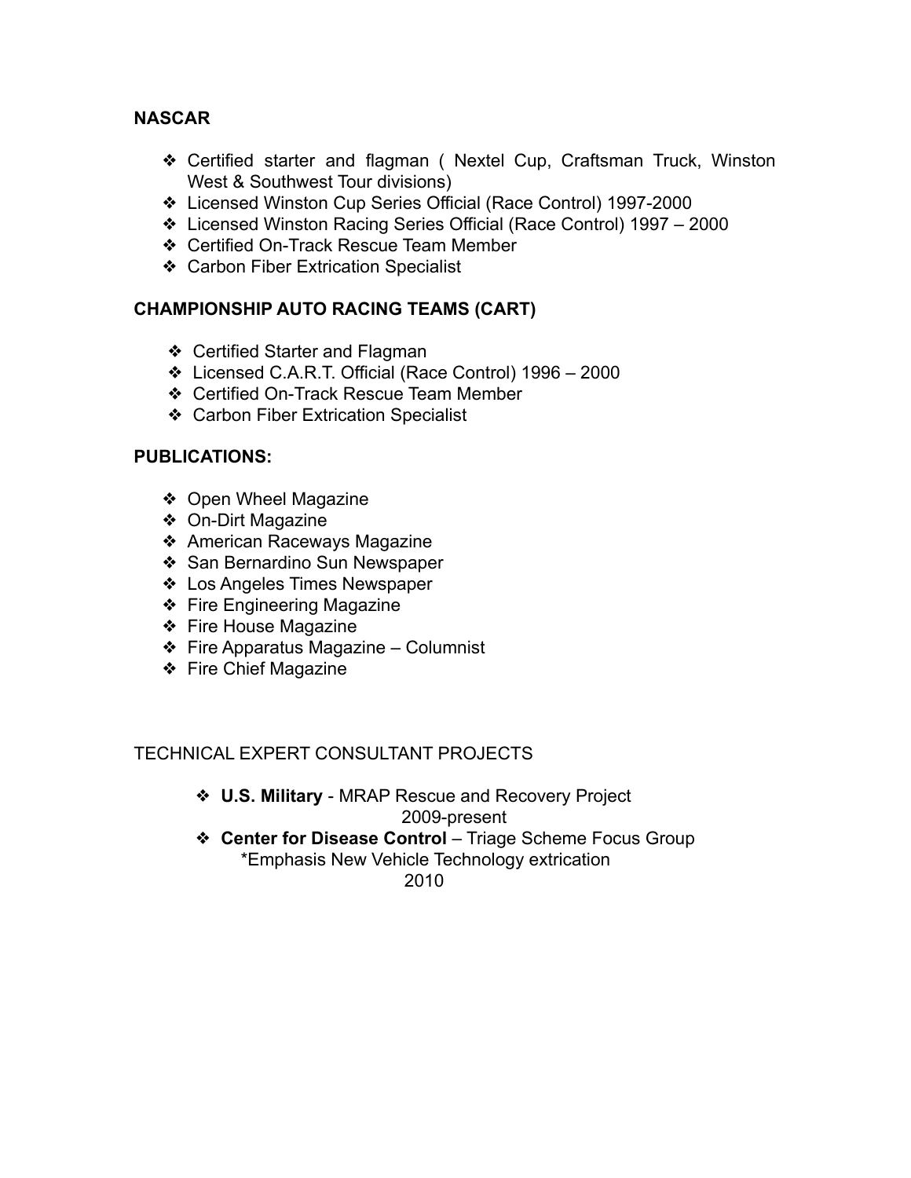**NASCAR**

- Certified starter and flagman ( Nextel Cup, Craftsman Truck, Winston West & Southwest Tour divisions)
- Licensed Winston Cup Series Official (Race Control) 1997-2000
- Licensed Winston Racing Series Official (Race Control) 1997 – 2000
- Certified On-Track Rescue Team Member
- Carbon Fiber Extrication Specialist

**CHAMPIONSHIP AUTO RACING TEAMS (CART)**

- Certified Starter and Flagman
- Licensed C.A.R.T. Official (Race Control) 1996 – 2000
- Certified On-Track Rescue Team Member
- Carbon Fiber Extrication Specialist

**PUBLICATIONS:**

- Open Wheel Magazine
- On-Dirt Magazine
- American Raceways Magazine
- San Bernardino Sun Newspaper
- Los Angeles Times Newspaper
- Fire Engineering Magazine
- Fire House Magazine
- Fire Apparatus Magazine – Columnist
- Fire Chief Magazine

TECHNICAL EXPERT CONSULTANT PROJECTS

- **U.S. Military** - MRAP Rescue and Recovery Project
  2009-present
- **Center for Disease Control** – Triage Scheme Focus Group
  *Emphasis New Vehicle Technology extrication
  2010